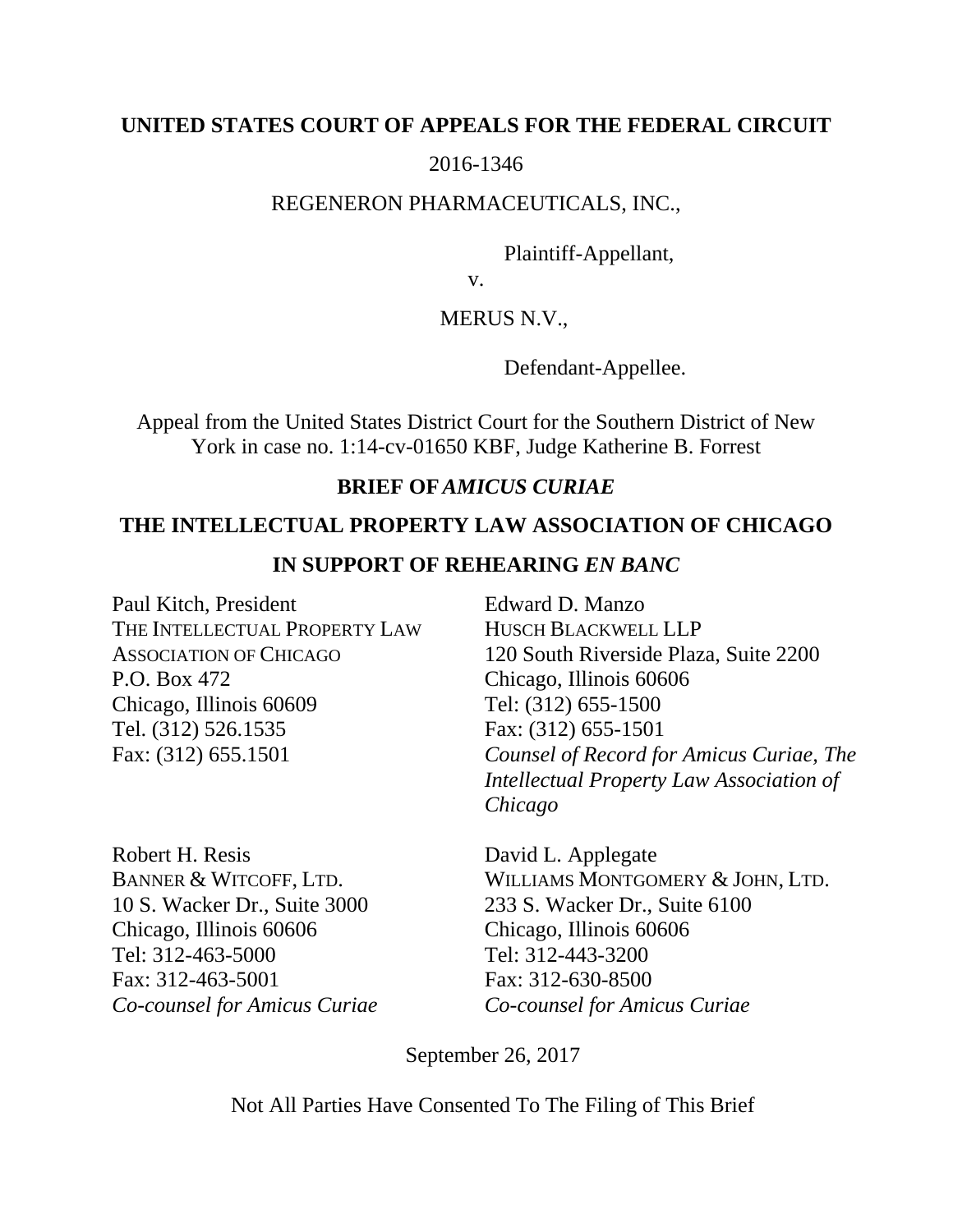**UNITED STATES COURT OF APPEALS FOR THE FEDERAL CIRCUIT**

2016-1346

REGENERON PHARMACEUTICALS, INC.,

Plaintiff-Appellant,

v.

MERUS N.V.,

Defendant-Appellee.

Appeal from the United States District Court for the Southern District of New York in case no. 1:14-cv-01650 KBF, Judge Katherine B. Forrest

**BRIEF OF *AMICUS CURIAE***

**THE INTELLECTUAL PROPERTY LAW ASSOCIATION OF CHICAGO**

**IN SUPPORT OF REHEARING *EN BANC***

Paul Kitch, President
THE INTELLECTUAL PROPERTY LAW ASSOCIATION OF CHICAGO
P.O. Box 472
Chicago, Illinois 60609
Tel. (312) 526.1535
Fax: (312) 655.1501

Edward D. Manzo
HUSCH BLACKWELL LLP
120 South Riverside Plaza, Suite 2200
Chicago, Illinois 60606
Tel: (312) 655-1500
Fax: (312) 655-1501
*Counsel of Record for Amicus Curiae, The Intellectual Property Law Association of Chicago*

Robert H. Resis
BANNER & WITCOFF, LTD.
10 S. Wacker Dr., Suite 3000
Chicago, Illinois 60606
Tel: 312-463-5000
Fax: 312-463-5001
*Co-counsel for Amicus Curiae*

David L. Applegate
WILLIAMS MONTGOMERY & JOHN, LTD.
233 S. Wacker Dr., Suite 6100
Chicago, Illinois 60606
Tel: 312-443-3200
Fax: 312-630-8500
*Co-counsel for Amicus Curiae*

September 26, 2017

Not All Parties Have Consented To The Filing of This Brief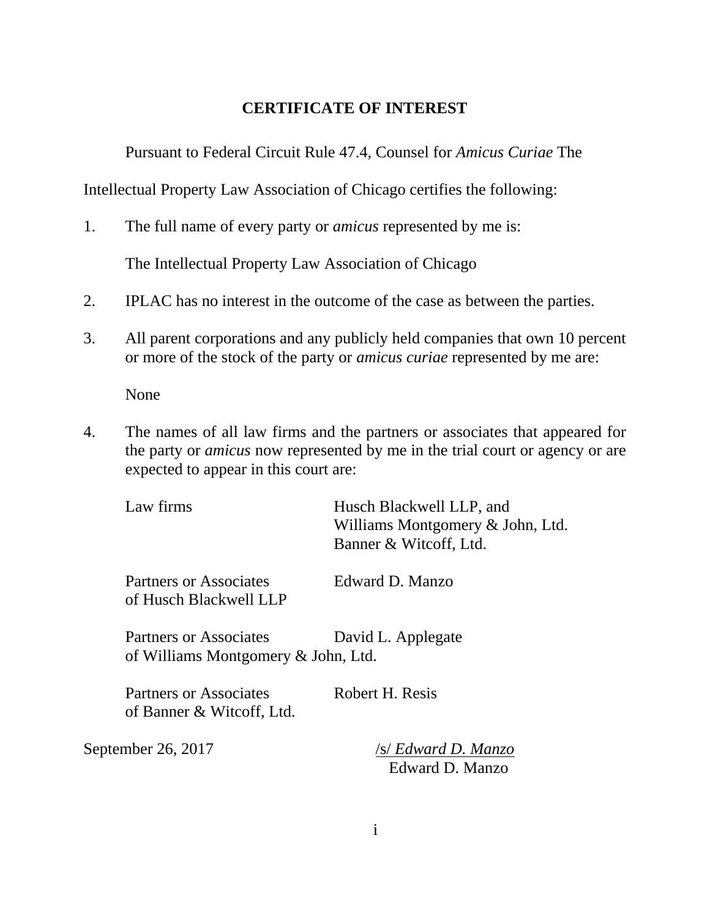# CERTIFICATE OF INTEREST

Pursuant to Federal Circuit Rule 47.4, Counsel for *Amicus Curiae* The Intellectual Property Law Association of Chicago certifies the following:

1. The full name of every party or *amicus* represented by me is:

   The Intellectual Property Law Association of Chicago

2. IPLAC has no interest in the outcome of the case as between the parties.

3. All parent corporations and any publicly held companies that own 10 percent or more of the stock of the party or *amicus curiae* represented by me are:

   None

4. The names of all law firms and the partners or associates that appeared for the party or *amicus* now represented by me in the trial court or agency or are expected to appear in this court are:

   Law firms: Husch Blackwell LLP, and Williams Montgomery & John, Ltd. Banner & Witcoff, Ltd.

   Partners or Associates of Husch Blackwell LLP: Edward D. Manzo

   Partners or Associates of Williams Montgomery & John, Ltd.: David L. Applegate

   Partners or Associates of Banner & Witcoff, Ltd.: Robert H. Resis

September 26, 2017

/s/ *Edward D. Manzo*
Edward D. Manzo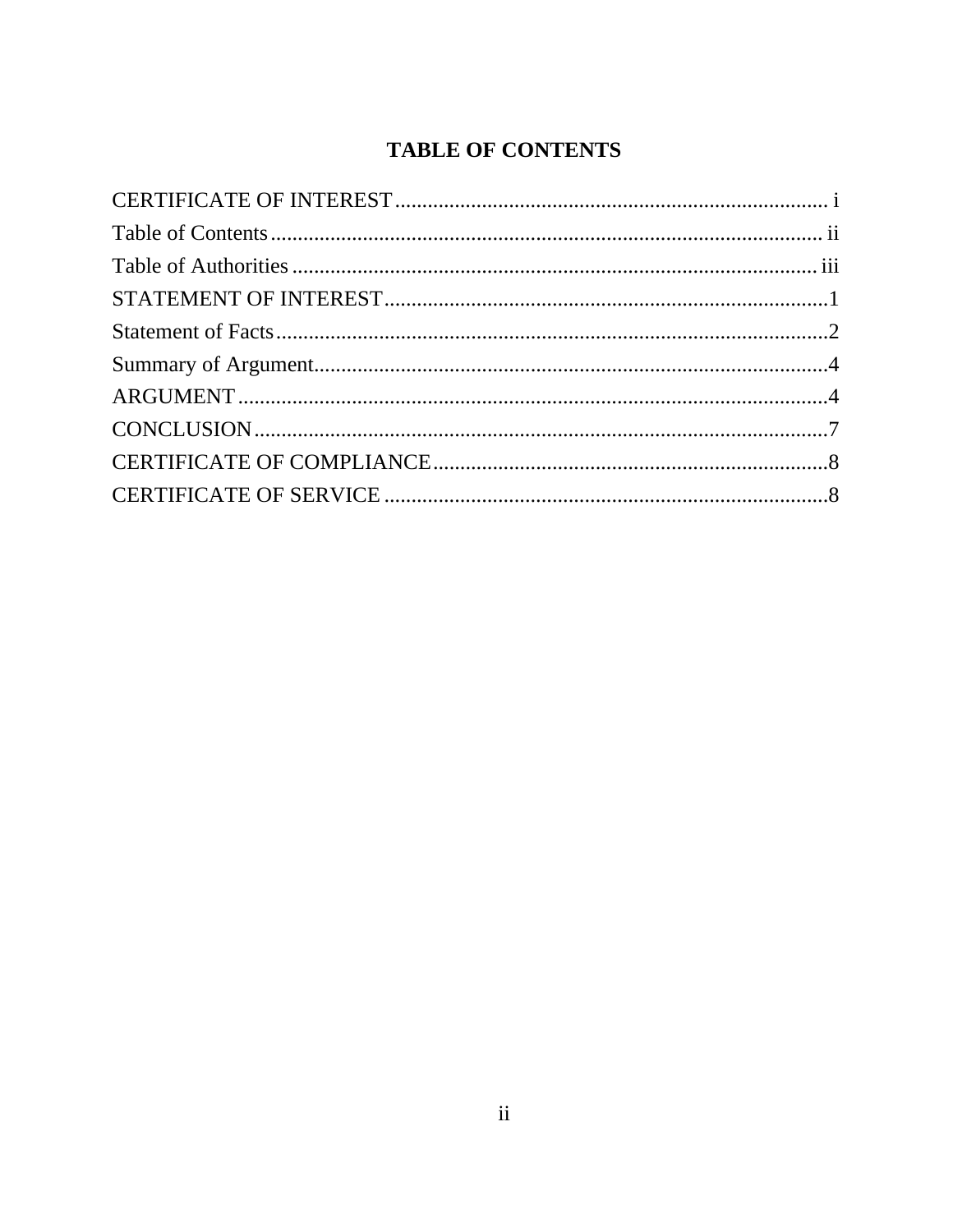# TABLE OF CONTENTS

CERTIFICATE OF INTEREST ............................................................................... i

Table of Contents ..................................................................................................... ii

Table of Authorities ................................................................................................ iii

STATEMENT OF INTEREST ................................................................................1

Statement of Facts ....................................................................................................2

Summary of Argument .............................................................................................4

ARGUMENT ............................................................................................................4

CONCLUSION .........................................................................................................7

CERTIFICATE OF COMPLIANCE .......................................................................8

CERTIFICATE OF SERVICE .................................................................................8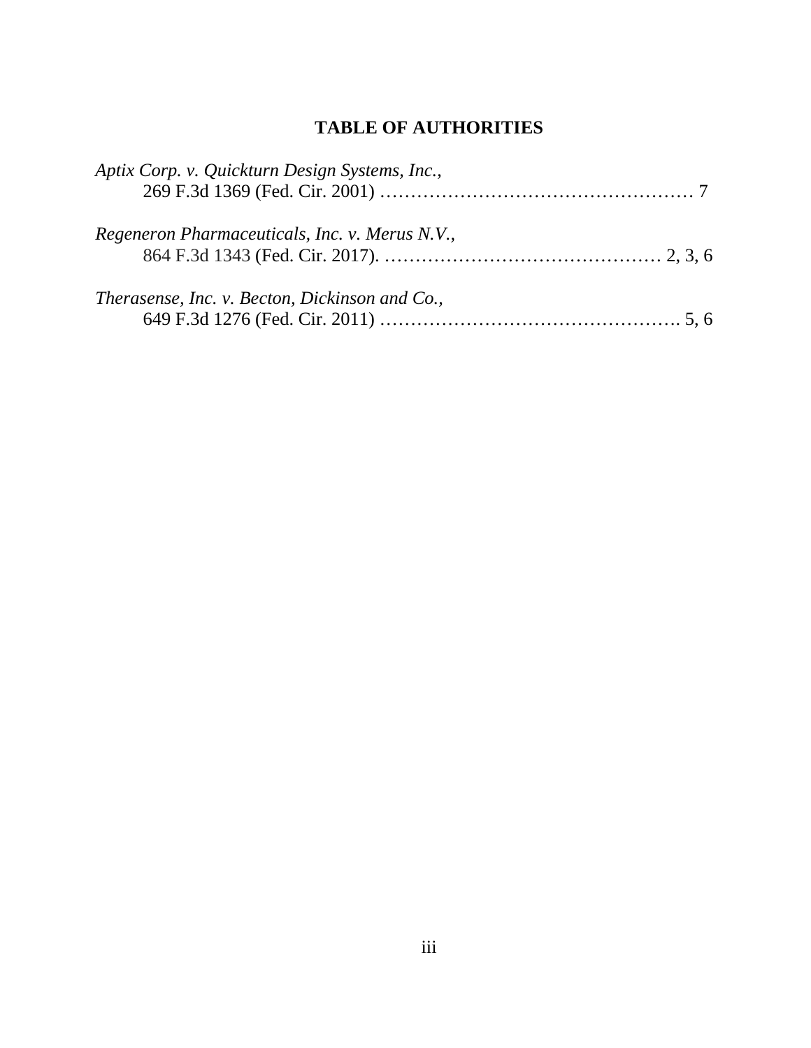## TABLE OF AUTHORITIES

*Aptix Corp. v. Quickturn Design Systems, Inc.*,
269 F.3d 1369 (Fed. Cir. 2001) …………………………………………… 7

*Regeneron Pharmaceuticals, Inc. v. Merus N.V.*,
864 F.3d 1343 (Fed. Cir. 2017). ……………………………………… 2, 3, 6

*Therasense, Inc. v. Becton, Dickinson and Co.*,
649 F.3d 1276 (Fed. Cir. 2011) …………………………………………. 5, 6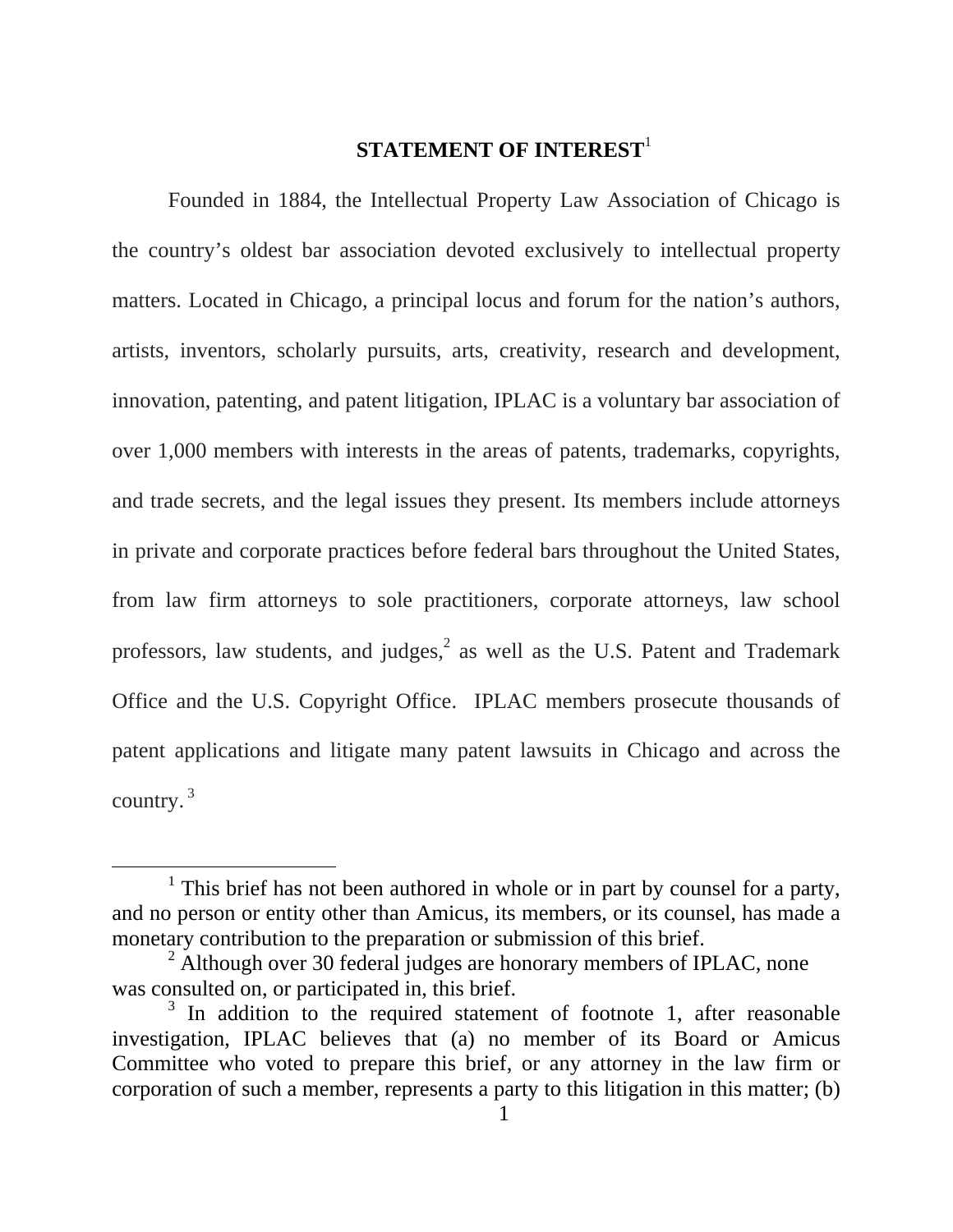## STATEMENT OF INTEREST[1]

Founded in 1884, the Intellectual Property Law Association of Chicago is the country's oldest bar association devoted exclusively to intellectual property matters. Located in Chicago, a principal locus and forum for the nation's authors, artists, inventors, scholarly pursuits, arts, creativity, research and development, innovation, patenting, and patent litigation, IPLAC is a voluntary bar association of over 1,000 members with interests in the areas of patents, trademarks, copyrights, and trade secrets, and the legal issues they present. Its members include attorneys in private and corporate practices before federal bars throughout the United States, from law firm attorneys to sole practitioners, corporate attorneys, law school professors, law students, and judges,[2] as well as the U.S. Patent and Trademark Office and the U.S. Copyright Office. IPLAC members prosecute thousands of patent applications and litigate many patent lawsuits in Chicago and across the country.[3]

---

[1] This brief has not been authored in whole or in part by counsel for a party, and no person or entity other than Amicus, its members, or its counsel, has made a monetary contribution to the preparation or submission of this brief.

[2] Although over 30 federal judges are honorary members of IPLAC, none was consulted on, or participated in, this brief.

[3] In addition to the required statement of footnote 1, after reasonable investigation, IPLAC believes that (a) no member of its Board or Amicus Committee who voted to prepare this brief, or any attorney in the law firm or corporation of such a member, represents a party to this litigation in this matter; (b)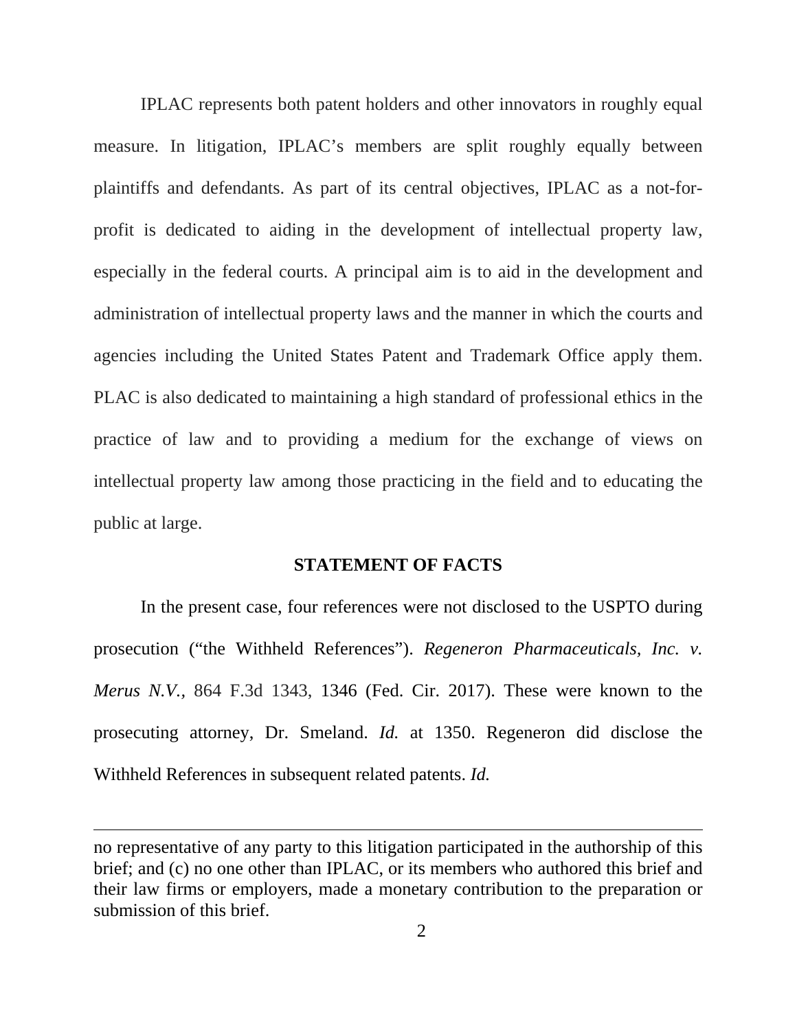IPLAC represents both patent holders and other innovators in roughly equal measure. In litigation, IPLAC's members are split roughly equally between plaintiffs and defendants. As part of its central objectives, IPLAC as a not-for-profit is dedicated to aiding in the development of intellectual property law, especially in the federal courts. A principal aim is to aid in the development and administration of intellectual property laws and the manner in which the courts and agencies including the United States Patent and Trademark Office apply them. PLAC is also dedicated to maintaining a high standard of professional ethics in the practice of law and to providing a medium for the exchange of views on intellectual property law among those practicing in the field and to educating the public at large.

## STATEMENT OF FACTS

In the present case, four references were not disclosed to the USPTO during prosecution ("the Withheld References"). *Regeneron Pharmaceuticals, Inc. v. Merus N.V.*, 864 F.3d 1343, 1346 (Fed. Cir. 2017). These were known to the prosecuting attorney, Dr. Smeland. *Id.* at 1350. Regeneron did disclose the Withheld References in subsequent related patents. *Id.*

---

no representative of any party to this litigation participated in the authorship of this brief; and (c) no one other than IPLAC, or its members who authored this brief and their law firms or employers, made a monetary contribution to the preparation or submission of this brief.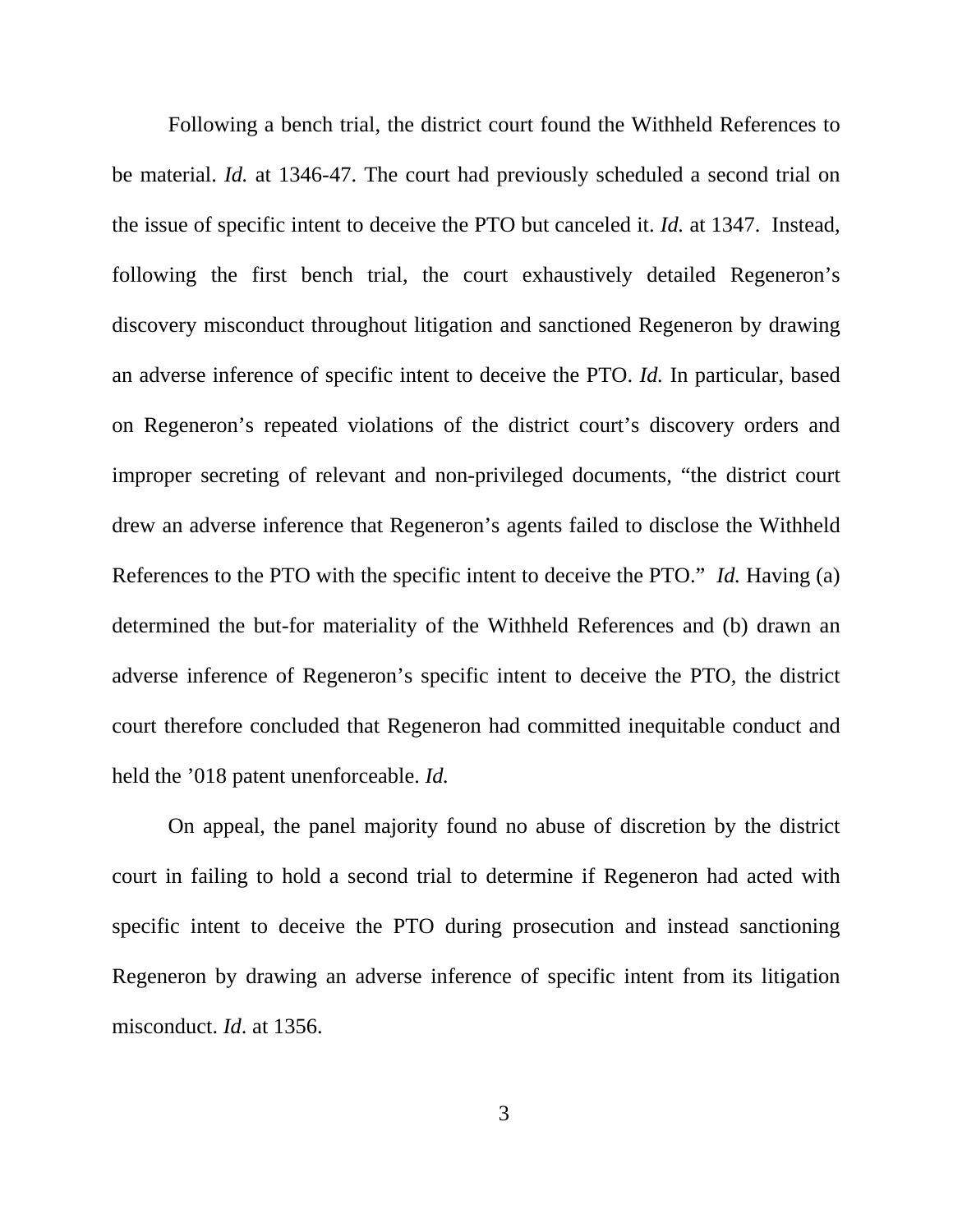Following a bench trial, the district court found the Withheld References to be material. *Id.* at 1346-47. The court had previously scheduled a second trial on the issue of specific intent to deceive the PTO but canceled it. *Id.* at 1347. Instead, following the first bench trial, the court exhaustively detailed Regeneron's discovery misconduct throughout litigation and sanctioned Regeneron by drawing an adverse inference of specific intent to deceive the PTO. *Id.* In particular, based on Regeneron's repeated violations of the district court's discovery orders and improper secreting of relevant and non-privileged documents, "the district court drew an adverse inference that Regeneron's agents failed to disclose the Withheld References to the PTO with the specific intent to deceive the PTO." *Id.* Having (a) determined the but-for materiality of the Withheld References and (b) drawn an adverse inference of Regeneron's specific intent to deceive the PTO, the district court therefore concluded that Regeneron had committed inequitable conduct and held the '018 patent unenforceable. *Id.*

On appeal, the panel majority found no abuse of discretion by the district court in failing to hold a second trial to determine if Regeneron had acted with specific intent to deceive the PTO during prosecution and instead sanctioning Regeneron by drawing an adverse inference of specific intent from its litigation misconduct. *Id*. at 1356.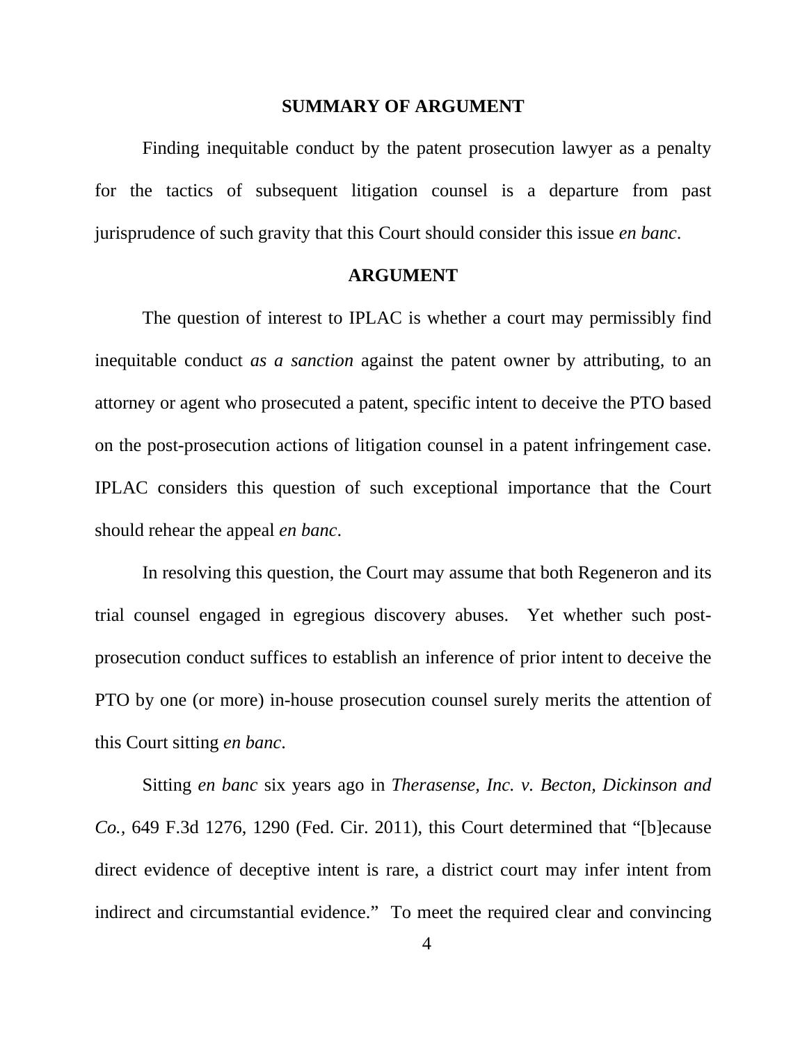## SUMMARY OF ARGUMENT

Finding inequitable conduct by the patent prosecution lawyer as a penalty for the tactics of subsequent litigation counsel is a departure from past jurisprudence of such gravity that this Court should consider this issue *en banc*.

## ARGUMENT

The question of interest to IPLAC is whether a court may permissibly find inequitable conduct *as a sanction* against the patent owner by attributing, to an attorney or agent who prosecuted a patent, specific intent to deceive the PTO based on the post-prosecution actions of litigation counsel in a patent infringement case. IPLAC considers this question of such exceptional importance that the Court should rehear the appeal *en banc*.

In resolving this question, the Court may assume that both Regeneron and its trial counsel engaged in egregious discovery abuses. Yet whether such post-prosecution conduct suffices to establish an inference of prior intent to deceive the PTO by one (or more) in-house prosecution counsel surely merits the attention of this Court sitting *en banc*.

Sitting *en banc* six years ago in *Therasense, Inc. v. Becton, Dickinson and Co.,* 649 F.3d 1276, 1290 (Fed. Cir. 2011), this Court determined that "[b]ecause direct evidence of deceptive intent is rare, a district court may infer intent from indirect and circumstantial evidence." To meet the required clear and convincing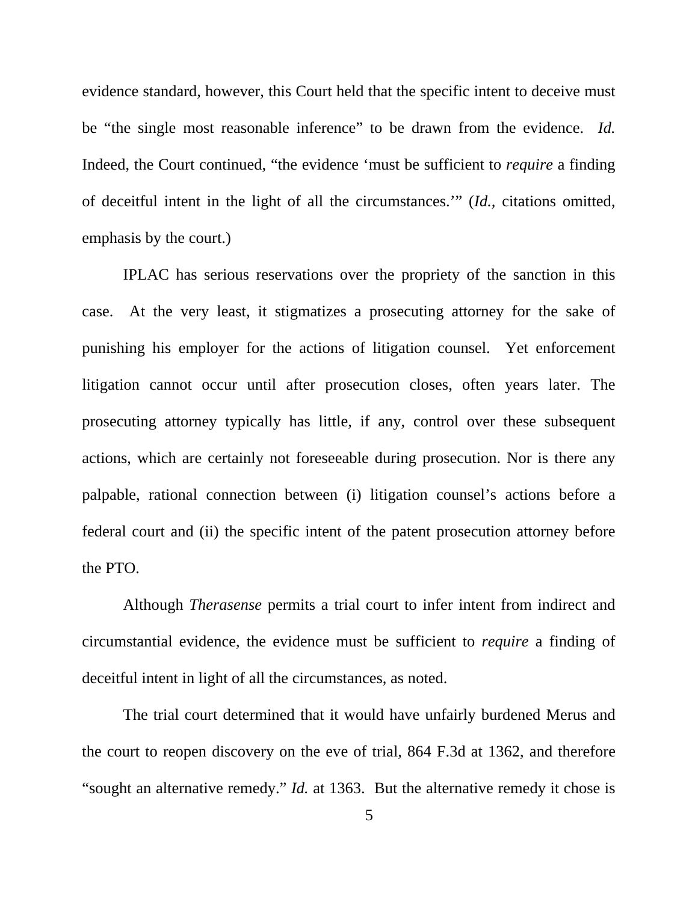evidence standard, however, this Court held that the specific intent to deceive must be "the single most reasonable inference" to be drawn from the evidence. *Id.* Indeed, the Court continued, "the evidence 'must be sufficient to *require* a finding of deceitful intent in the light of all the circumstances.'" (*Id.,* citations omitted, emphasis by the court.)

IPLAC has serious reservations over the propriety of the sanction in this case. At the very least, it stigmatizes a prosecuting attorney for the sake of punishing his employer for the actions of litigation counsel. Yet enforcement litigation cannot occur until after prosecution closes, often years later. The prosecuting attorney typically has little, if any, control over these subsequent actions, which are certainly not foreseeable during prosecution. Nor is there any palpable, rational connection between (i) litigation counsel's actions before a federal court and (ii) the specific intent of the patent prosecution attorney before the PTO.

Although *Therasense* permits a trial court to infer intent from indirect and circumstantial evidence, the evidence must be sufficient to *require* a finding of deceitful intent in light of all the circumstances, as noted.

The trial court determined that it would have unfairly burdened Merus and the court to reopen discovery on the eve of trial, 864 F.3d at 1362, and therefore "sought an alternative remedy." *Id.* at 1363. But the alternative remedy it chose is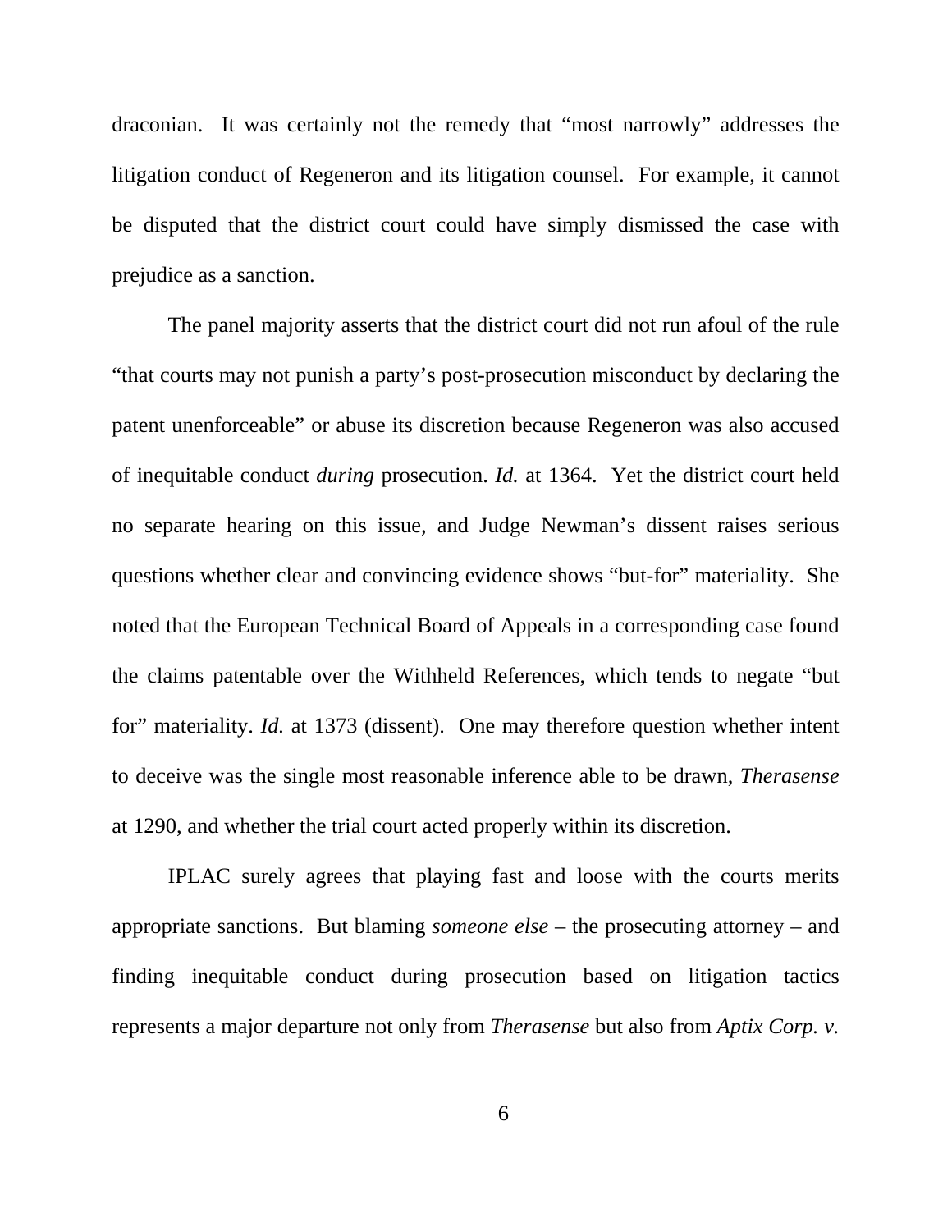draconian. It was certainly not the remedy that "most narrowly" addresses the litigation conduct of Regeneron and its litigation counsel. For example, it cannot be disputed that the district court could have simply dismissed the case with prejudice as a sanction.

The panel majority asserts that the district court did not run afoul of the rule "that courts may not punish a party's post-prosecution misconduct by declaring the patent unenforceable" or abuse its discretion because Regeneron was also accused of inequitable conduct *during* prosecution. *Id.* at 1364. Yet the district court held no separate hearing on this issue, and Judge Newman's dissent raises serious questions whether clear and convincing evidence shows "but-for" materiality. She noted that the European Technical Board of Appeals in a corresponding case found the claims patentable over the Withheld References, which tends to negate "but for" materiality. *Id.* at 1373 (dissent). One may therefore question whether intent to deceive was the single most reasonable inference able to be drawn, *Therasense* at 1290, and whether the trial court acted properly within its discretion.

IPLAC surely agrees that playing fast and loose with the courts merits appropriate sanctions. But blaming *someone else* – the prosecuting attorney – and finding inequitable conduct during prosecution based on litigation tactics represents a major departure not only from *Therasense* but also from *Aptix Corp. v.*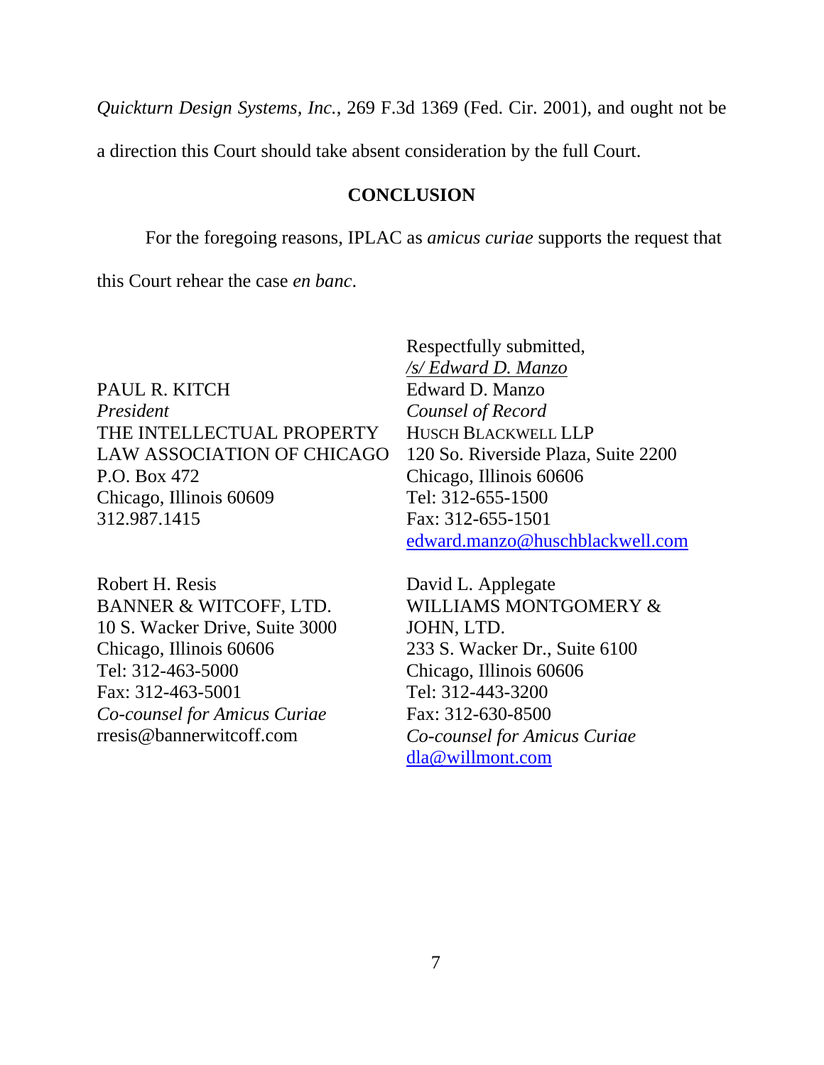*Quickturn Design Systems, Inc.*, 269 F.3d 1369 (Fed. Cir. 2001), and ought not be a direction this Court should take absent consideration by the full Court.

## CONCLUSION

For the foregoing reasons, IPLAC as *amicus curiae* supports the request that this Court rehear the case *en banc*.

Respectfully submitted,
*/s/ Edward D. Manzo*
Edward D. Manzo
*Counsel of Record*
HUSCH BLACKWELL LLP
120 So. Riverside Plaza, Suite 2200
Chicago, Illinois 60606
Tel: 312-655-1500
Fax: 312-655-1501
edward.manzo@huschblackwell.com

PAUL R. KITCH
*President*
THE INTELLECTUAL PROPERTY LAW ASSOCIATION OF CHICAGO
P.O. Box 472
Chicago, Illinois 60609
312.987.1415

Robert H. Resis
BANNER & WITCOFF, LTD.
10 S. Wacker Drive, Suite 3000
Chicago, Illinois 60606
Tel: 312-463-5000
Fax: 312-463-5001
*Co-counsel for Amicus Curiae*
rresis@bannerwitcoff.com

David L. Applegate
WILLIAMS MONTGOMERY & JOHN, LTD.
233 S. Wacker Dr., Suite 6100
Chicago, Illinois 60606
Tel: 312-443-3200
Fax: 312-630-8500
*Co-counsel for Amicus Curiae*
dla@willmont.com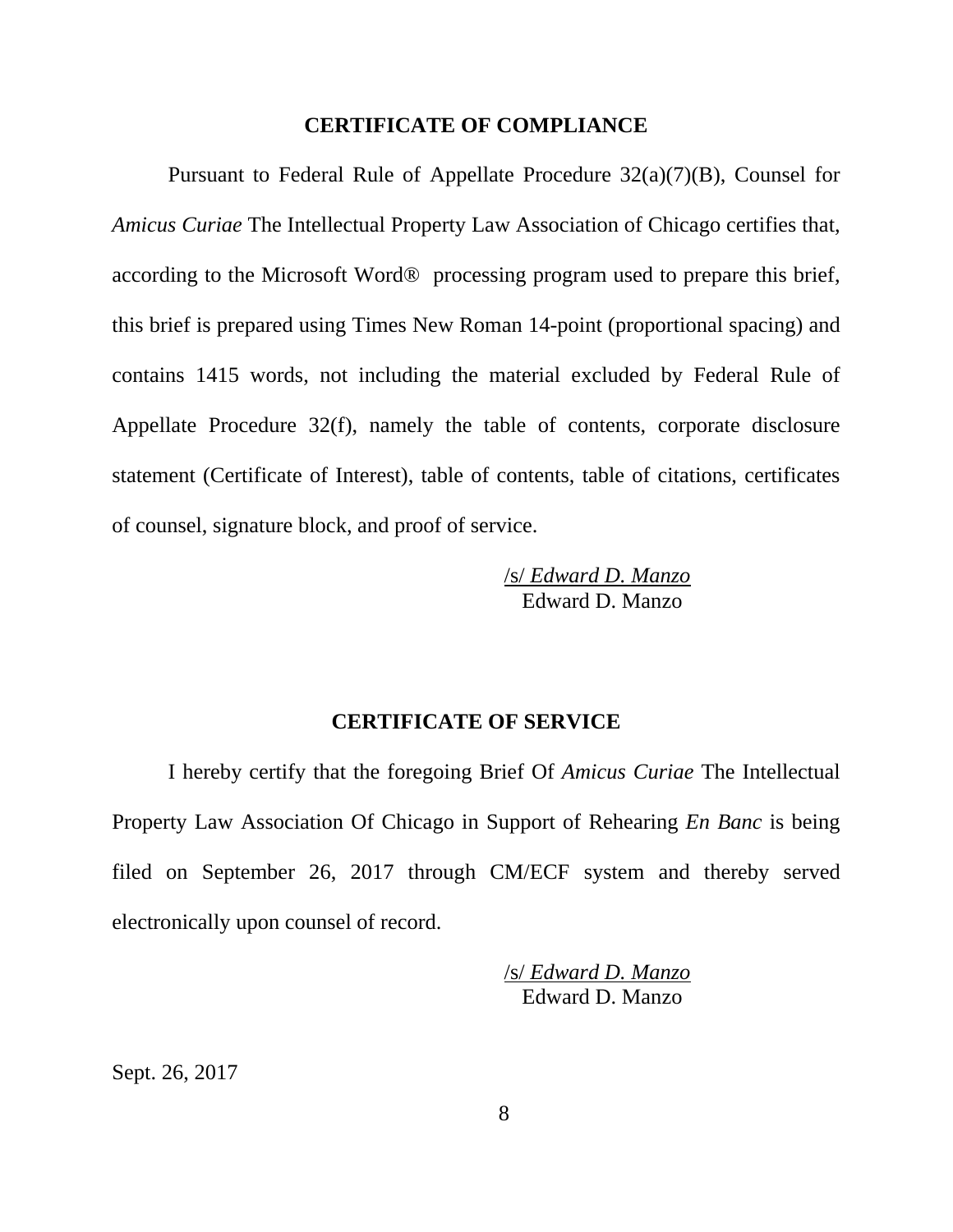## CERTIFICATE OF COMPLIANCE

Pursuant to Federal Rule of Appellate Procedure 32(a)(7)(B), Counsel for *Amicus Curiae* The Intellectual Property Law Association of Chicago certifies that, according to the Microsoft Word® processing program used to prepare this brief, this brief is prepared using Times New Roman 14-point (proportional spacing) and contains 1415 words, not including the material excluded by Federal Rule of Appellate Procedure 32(f), namely the table of contents, corporate disclosure statement (Certificate of Interest), table of contents, table of citations, certificates of counsel, signature block, and proof of service.

/s/ *Edward D. Manzo*
Edward D. Manzo

## CERTIFICATE OF SERVICE

I hereby certify that the foregoing Brief Of *Amicus Curiae* The Intellectual Property Law Association Of Chicago in Support of Rehearing *En Banc* is being filed on September 26, 2017 through CM/ECF system and thereby served electronically upon counsel of record.

/s/ *Edward D. Manzo*
Edward D. Manzo

Sept. 26, 2017